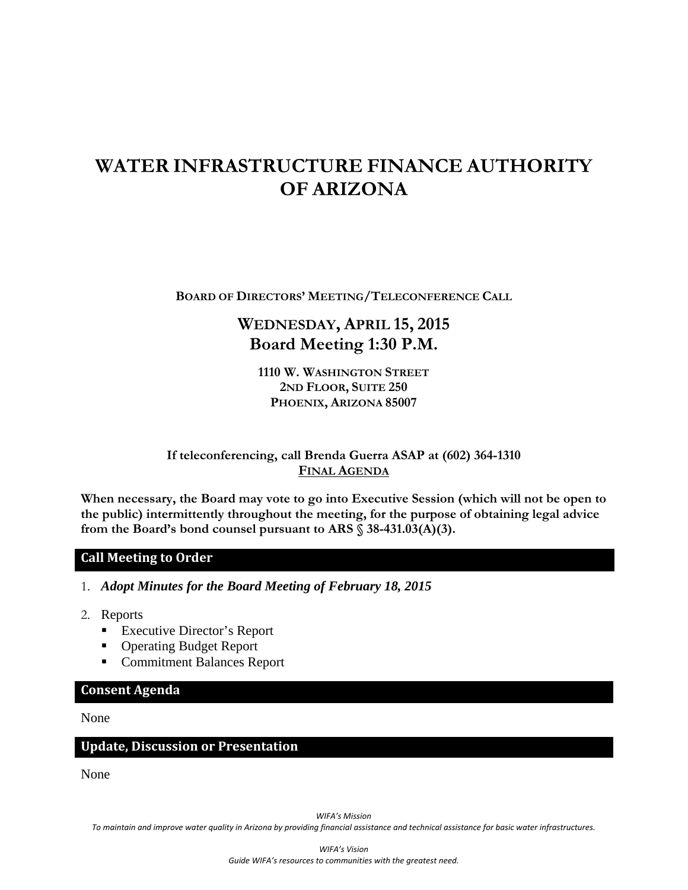# WATER INFRASTRUCTURE FINANCE AUTHORITY OF ARIZONA

**BOARD OF DIRECTORS' MEETING/TELECONFERENCE CALL**

## WEDNESDAY, APRIL 15, 2015
## Board Meeting 1:30 P.M.

**1110 W. WASHINGTON STREET**
**2ND FLOOR, SUITE 250**
**PHOENIX, ARIZONA 85007**

**If teleconferencing, call Brenda Guerra ASAP at (602) 364-1310**
**FINAL AGENDA**

**When necessary, the Board may vote to go into Executive Session (which will not be open to the public) intermittently throughout the meeting, for the purpose of obtaining legal advice from the Board's bond counsel pursuant to ARS § 38-431.03(A)(3).**

### Call Meeting to Order

1. ***Adopt Minutes for the Board Meeting of February 18, 2015***

2. Reports
   - Executive Director's Report
   - Operating Budget Report
   - Commitment Balances Report

### Consent Agenda

None

### Update, Discussion or Presentation

None

*WIFA's Mission*
*To maintain and improve water quality in Arizona by providing financial assistance and technical assistance for basic water infrastructures.*

*WIFA's Vision*
*Guide WIFA's resources to communities with the greatest need.*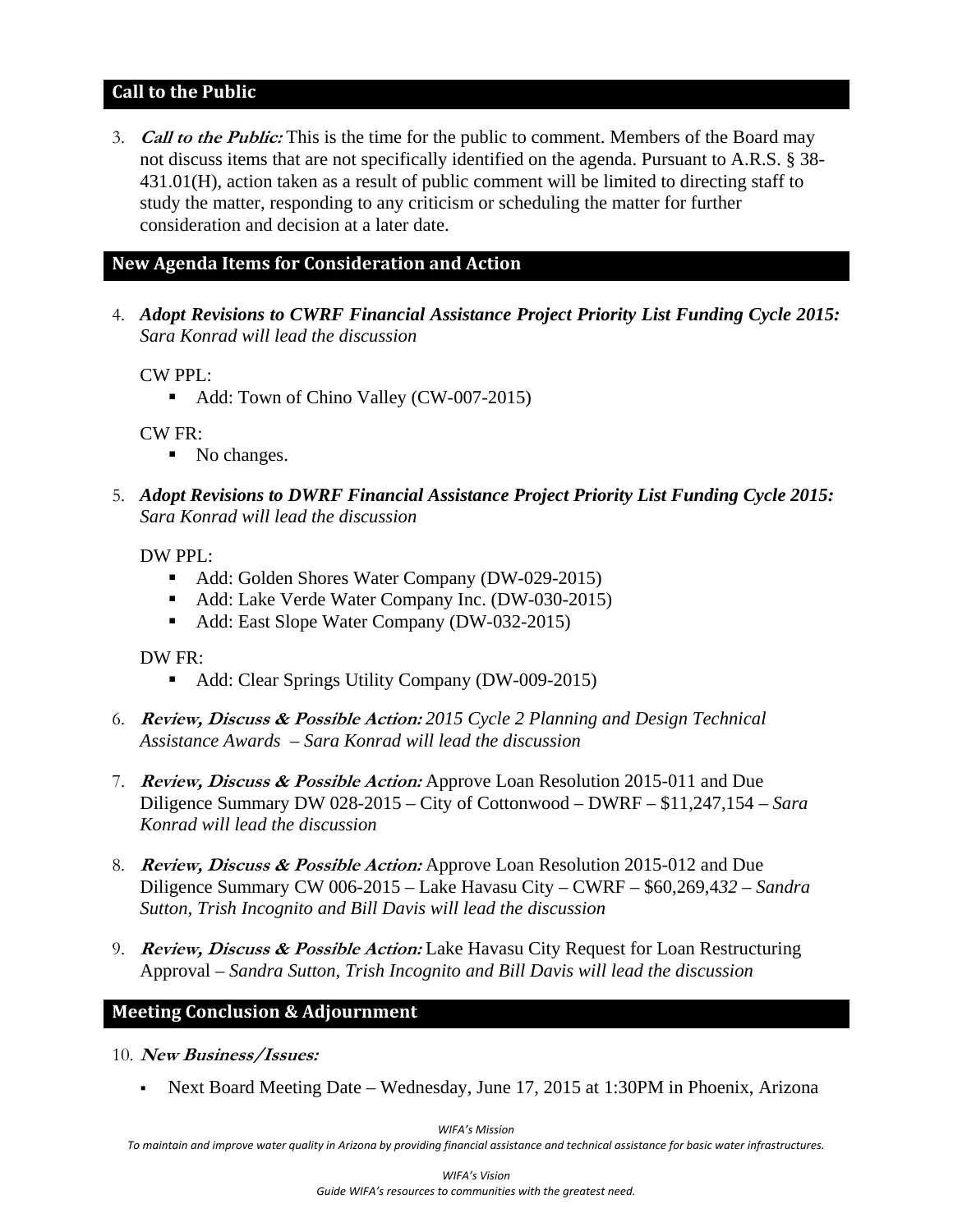## Call to the Public

3. ***Call to the Public:*** This is the time for the public to comment. Members of the Board may not discuss items that are not specifically identified on the agenda. Pursuant to A.R.S. § 38-431.01(H), action taken as a result of public comment will be limited to directing staff to study the matter, responding to any criticism or scheduling the matter for further consideration and decision at a later date.

## New Agenda Items for Consideration and Action

4. ***Adopt Revisions to CWRF Financial Assistance Project Priority List Funding Cycle 2015:*** *Sara Konrad will lead the discussion*

   CW PPL:
   - Add: Town of Chino Valley (CW-007-2015)

   CW FR:
   - No changes.

5. ***Adopt Revisions to DWRF Financial Assistance Project Priority List Funding Cycle 2015:*** *Sara Konrad will lead the discussion*

   DW PPL:
   - Add: Golden Shores Water Company (DW-029-2015)
   - Add: Lake Verde Water Company Inc. (DW-030-2015)
   - Add: East Slope Water Company (DW-032-2015)

   DW FR:
   - Add: Clear Springs Utility Company (DW-009-2015)

6. ***Review, Discuss & Possible Action:*** *2015 Cycle 2 Planning and Design Technical Assistance Awards – Sara Konrad will lead the discussion*

7. ***Review, Discuss & Possible Action:*** Approve Loan Resolution 2015-011 and Due Diligence Summary DW 028-2015 – City of Cottonwood – DWRF – $11,247,154 – *Sara Konrad will lead the discussion*

8. ***Review, Discuss & Possible Action:*** Approve Loan Resolution 2015-012 and Due Diligence Summary CW 006-2015 – Lake Havasu City – CWRF – $60,269,432 – *Sandra Sutton, Trish Incognito and Bill Davis will lead the discussion*

9. ***Review, Discuss & Possible Action:*** Lake Havasu City Request for Loan Restructuring Approval – *Sandra Sutton, Trish Incognito and Bill Davis will lead the discussion*

## Meeting Conclusion & Adjournment

10. ***New Business/Issues:***
    - Next Board Meeting Date – Wednesday, June 17, 2015 at 1:30PM in Phoenix, Arizona

*WIFA's Mission*
*To maintain and improve water quality in Arizona by providing financial assistance and technical assistance for basic water infrastructures.*

*WIFA's Vision*
*Guide WIFA's resources to communities with the greatest need.*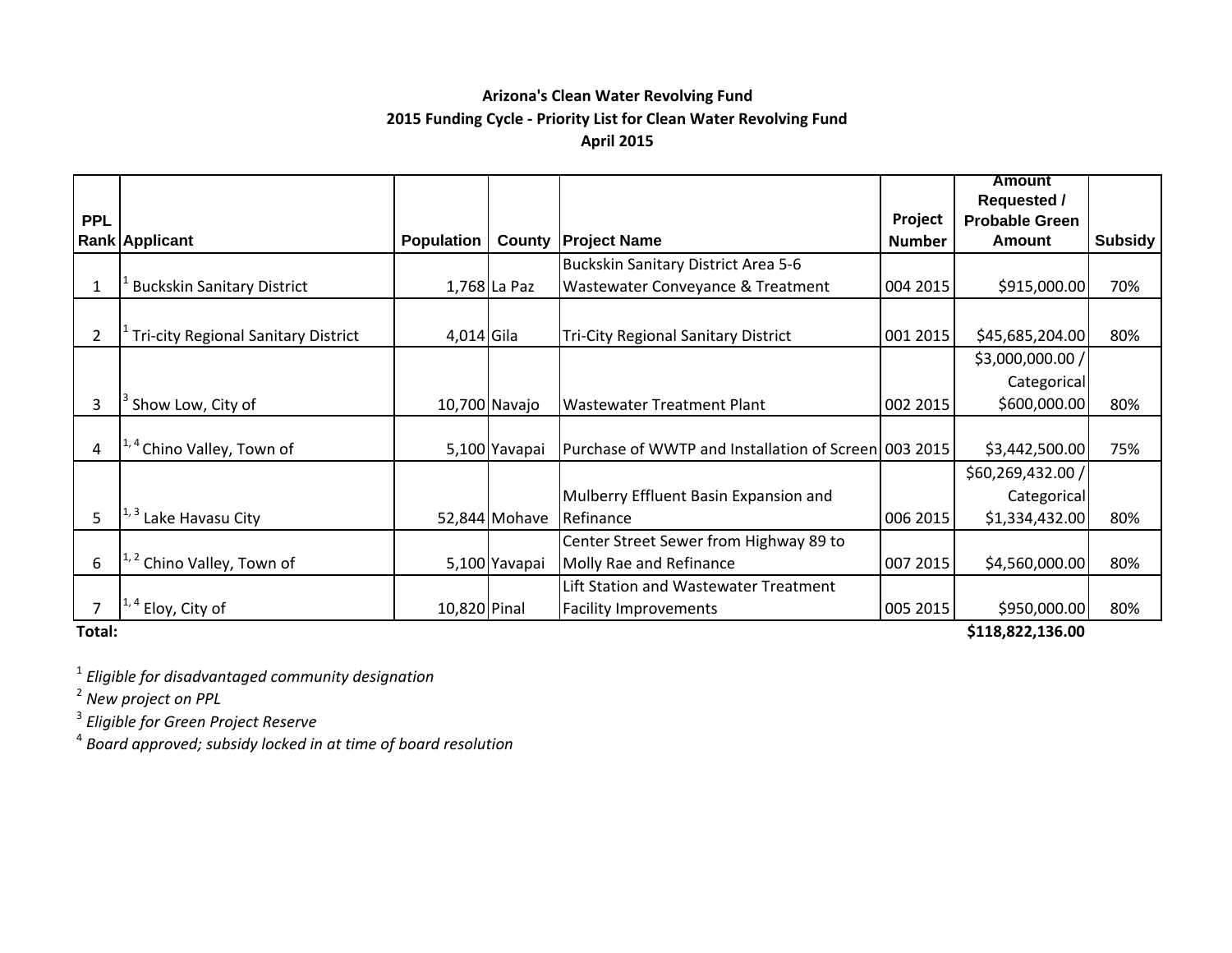**Arizona's Clean Water Revolving Fund**
**2015 Funding Cycle - Priority List for Clean Water Revolving Fund**
**April 2015**

| PPL Rank | Applicant | Population | County | Project Name | Project Number | Amount Requested / Probable Green Amount | Subsidy |
|---|---|---|---|---|---|---|---|
| 1 | [1] Buckskin Sanitary District | 1,768 | La Paz | Buckskin Sanitary District Area 5-6 Wastewater Conveyance & Treatment | 004 2015 | $915,000.00 | 70% |
| 2 | [1] Tri-city Regional Sanitary District | 4,014 | Gila | Tri-City Regional Sanitary District | 001 2015 | $45,685,204.00 | 80% |
| 3 | [3] Show Low, City of | 10,700 | Navajo | Wastewater Treatment Plant | 002 2015 | $3,000,000.00 / Categorical $600,000.00 | 80% |
| 4 | [1, 4] Chino Valley, Town of | 5,100 | Yavapai | Purchase of WWTP and Installation of Screen | 003 2015 | $3,442,500.00 | 75% |
| 5 | [1, 3] Lake Havasu City | 52,844 | Mohave | Mulberry Effluent Basin Expansion and Refinance | 006 2015 | $60,269,432.00 / Categorical $1,334,432.00 | 80% |
| 6 | [1, 2] Chino Valley, Town of | 5,100 | Yavapai | Center Street Sewer from Highway 89 to Molly Rae and Refinance | 007 2015 | $4,560,000.00 | 80% |
| 7 | [1, 4] Eloy, City of | 10,820 | Pinal | Lift Station and Wastewater Treatment Facility Improvements | 005 2015 | $950,000.00 | 80% |
| **Total:** | | | | | | **$118,822,136.00** | |

[1] *Eligible for disadvantaged community designation*
[2] *New project on PPL*
[3] *Eligible for Green Project Reserve*
[4] *Board approved; subsidy locked in at time of board resolution*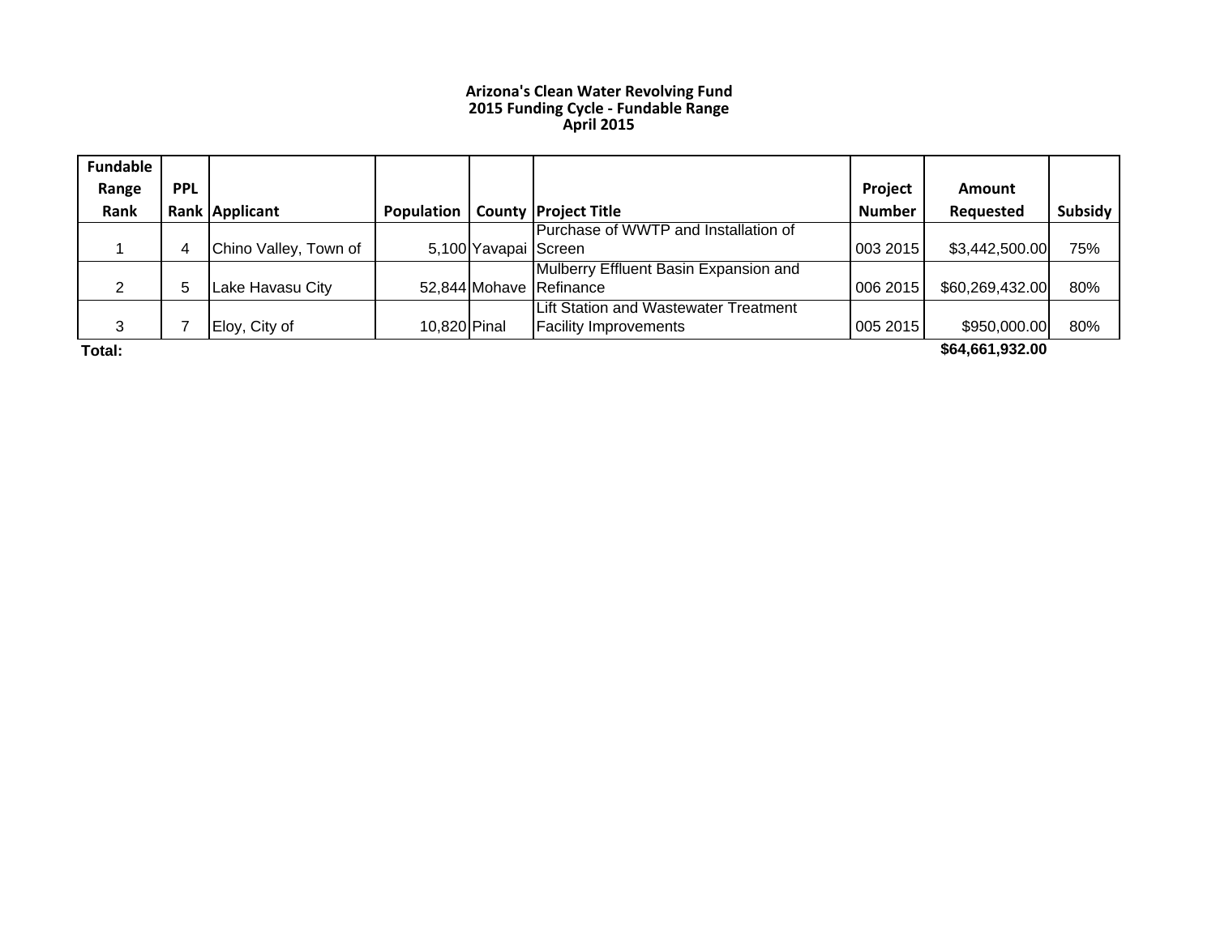# Arizona's Clean Water Revolving Fund
## 2015 Funding Cycle - Fundable Range
## April 2015

| Fundable Range Rank | PPL Rank | Applicant | Population | County | Project Title | Project Number | Amount Requested | Subsidy |
|---|---|---|---|---|---|---|---|---|
| 1 | 4 | Chino Valley, Town of | 5,100 | Yavapai | Purchase of WWTP and Installation of Screen | 003 2015 | $3,442,500.00 | 75% |
| 2 | 5 | Lake Havasu City | 52,844 | Mohave | Mulberry Effluent Basin Expansion and Refinance | 006 2015 | $60,269,432.00 | 80% |
| 3 | 7 | Eloy, City of | 10,820 | Pinal | Lift Station and Wastewater Treatment Facility Improvements | 005 2015 | $950,000.00 | 80% |
| **Total:** | | | | | | | **$64,661,932.00** | |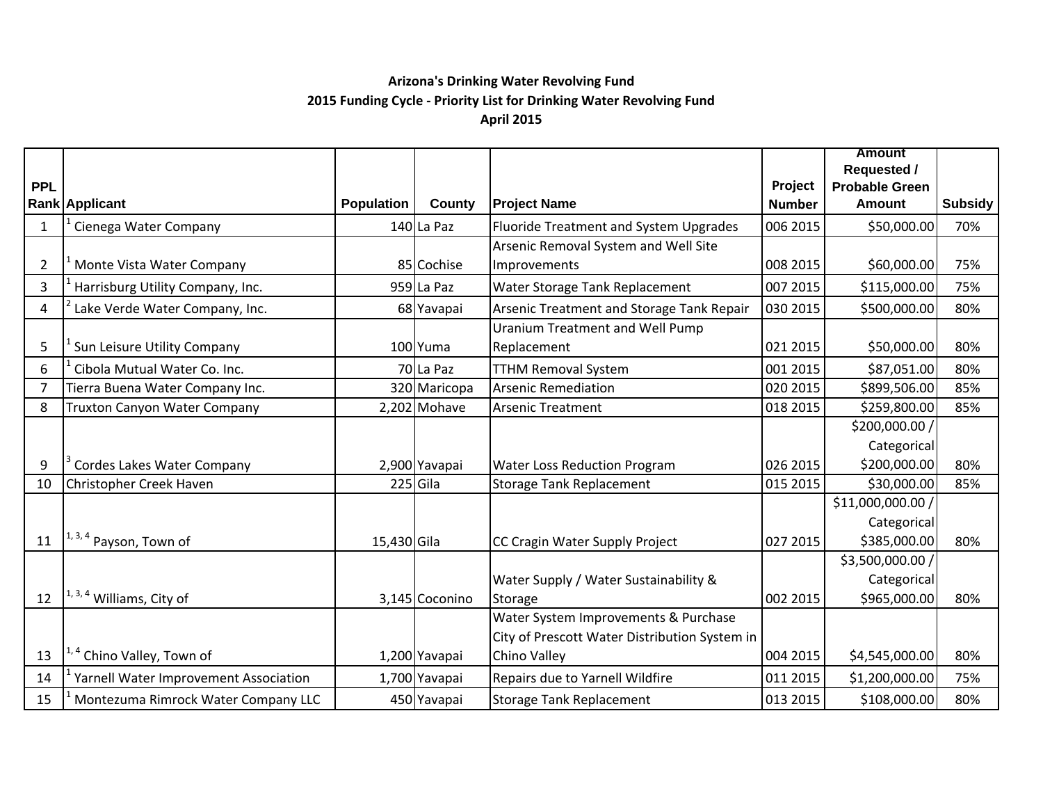**Arizona's Drinking Water Revolving Fund**

**2015 Funding Cycle - Priority List for Drinking Water Revolving Fund**

**April 2015**

| PPL Rank | Applicant | Population | County | Project Name | Project Number | Amount Requested / Probable Green Amount | Subsidy |
|---|---|---|---|---|---|---|---|
| 1 | [1] Cienega Water Company | 140 | La Paz | Fluoride Treatment and System Upgrades | 006 2015 | $50,000.00 | 70% |
| 2 | [1] Monte Vista Water Company | 85 | Cochise | Arsenic Removal System and Well Site Improvements | 008 2015 | $60,000.00 | 75% |
| 3 | [1] Harrisburg Utility Company, Inc. | 959 | La Paz | Water Storage Tank Replacement | 007 2015 | $115,000.00 | 75% |
| 4 | [2] Lake Verde Water Company, Inc. | 68 | Yavapai | Arsenic Treatment and Storage Tank Repair | 030 2015 | $500,000.00 | 80% |
| 5 | [1] Sun Leisure Utility Company | 100 | Yuma | Uranium Treatment and Well Pump Replacement | 021 2015 | $50,000.00 | 80% |
| 6 | [1] Cibola Mutual Water Co. Inc. | 70 | La Paz | TTHM Removal System | 001 2015 | $87,051.00 | 80% |
| 7 | Tierra Buena Water Company Inc. | 320 | Maricopa | Arsenic Remediation | 020 2015 | $899,506.00 | 85% |
| 8 | Truxton Canyon Water Company | 2,202 | Mohave | Arsenic Treatment | 018 2015 | $259,800.00 | 85% |
| 9 | [3] Cordes Lakes Water Company | 2,900 | Yavapai | Water Loss Reduction Program | 026 2015 | $200,000.00 / Categorical $200,000.00 | 80% |
| 10 | Christopher Creek Haven | 225 | Gila | Storage Tank Replacement | 015 2015 | $30,000.00 | 85% |
| 11 | [1, 3, 4] Payson, Town of | 15,430 | Gila | CC Cragin Water Supply Project | 027 2015 | $11,000,000.00 / Categorical $385,000.00 | 80% |
| 12 | [1, 3, 4] Williams, City of | 3,145 | Coconino | Water Supply / Water Sustainability & Storage | 002 2015 | $3,500,000.00 / Categorical $965,000.00 | 80% |
| 13 | [1, 4] Chino Valley, Town of | 1,200 | Yavapai | Water System Improvements & Purchase City of Prescott Water Distribution System in Chino Valley | 004 2015 | $4,545,000.00 | 80% |
| 14 | [1] Yarnell Water Improvement Association | 1,700 | Yavapai | Repairs due to Yarnell Wildfire | 011 2015 | $1,200,000.00 | 75% |
| 15 | [1] Montezuma Rimrock Water Company LLC | 450 | Yavapai | Storage Tank Replacement | 013 2015 | $108,000.00 | 80% |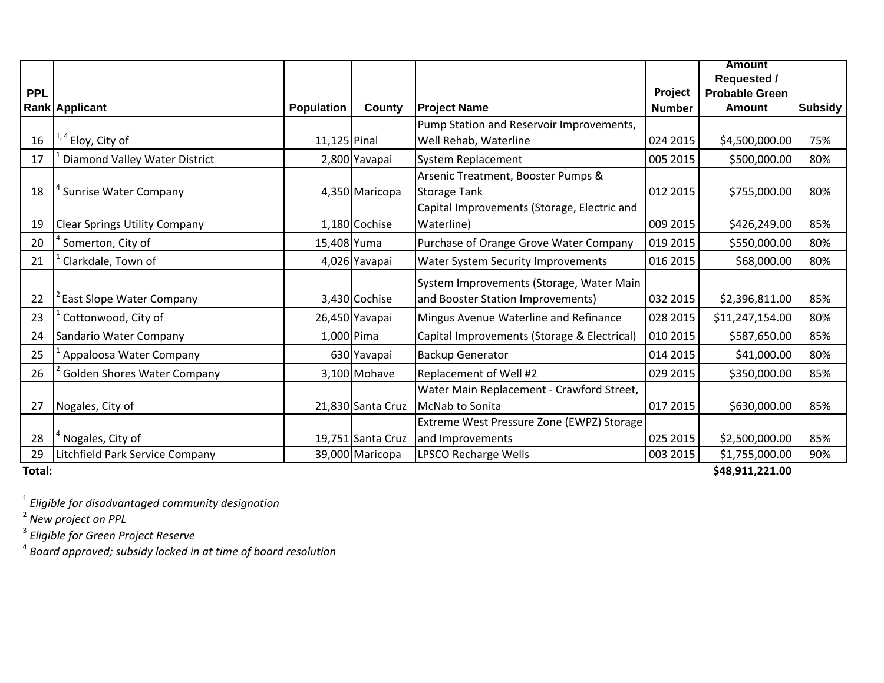| PPL Rank | Applicant | Population | County | Project Name | Project Number | Amount Requested / Probable Green Amount | Subsidy |
|---|---|---|---|---|---|---|---|
| 16 | [1, 4] Eloy, City of | 11,125 | Pinal | Pump Station and Reservoir Improvements, Well Rehab, Waterline | 024 2015 | $4,500,000.00 | 75% |
| 17 | [1] Diamond Valley Water District | 2,800 | Yavapai | System Replacement | 005 2015 | $500,000.00 | 80% |
| 18 | [4] Sunrise Water Company | 4,350 | Maricopa | Arsenic Treatment, Booster Pumps & Storage Tank | 012 2015 | $755,000.00 | 80% |
| 19 | Clear Springs Utility Company | 1,180 | Cochise | Capital Improvements (Storage, Electric and Waterline) | 009 2015 | $426,249.00 | 85% |
| 20 | [4] Somerton, City of | 15,408 | Yuma | Purchase of Orange Grove Water Company | 019 2015 | $550,000.00 | 80% |
| 21 | [1] Clarkdale, Town of | 4,026 | Yavapai | Water System Security Improvements | 016 2015 | $68,000.00 | 80% |
| 22 | [2] East Slope Water Company | 3,430 | Cochise | System Improvements (Storage, Water Main and Booster Station Improvements) | 032 2015 | $2,396,811.00 | 85% |
| 23 | [1] Cottonwood, City of | 26,450 | Yavapai | Mingus Avenue Waterline and Refinance | 028 2015 | $11,247,154.00 | 80% |
| 24 | Sandario Water Company | 1,000 | Pima | Capital Improvements (Storage & Electrical) | 010 2015 | $587,650.00 | 85% |
| 25 | [1] Appaloosa Water Company | 630 | Yavapai | Backup Generator | 014 2015 | $41,000.00 | 80% |
| 26 | [2] Golden Shores Water Company | 3,100 | Mohave | Replacement of Well #2 | 029 2015 | $350,000.00 | 85% |
| 27 | Nogales, City of | 21,830 | Santa Cruz | Water Main Replacement - Crawford Street, McNab to Sonita | 017 2015 | $630,000.00 | 85% |
| 28 | [4] Nogales, City of | 19,751 | Santa Cruz | Extreme West Pressure Zone (EWPZ) Storage and Improvements | 025 2015 | $2,500,000.00 | 85% |
| 29 | Litchfield Park Service Company | 39,000 | Maricopa | LPSCO Recharge Wells | 003 2015 | $1,755,000.00 | 90% |
| **Total:** | | | | | | **$48,911,221.00** | |

[1] *Eligible for disadvantaged community designation*

[2] *New project on PPL*

[3] *Eligible for Green Project Reserve*

[4] *Board approved; subsidy locked in at time of board resolution*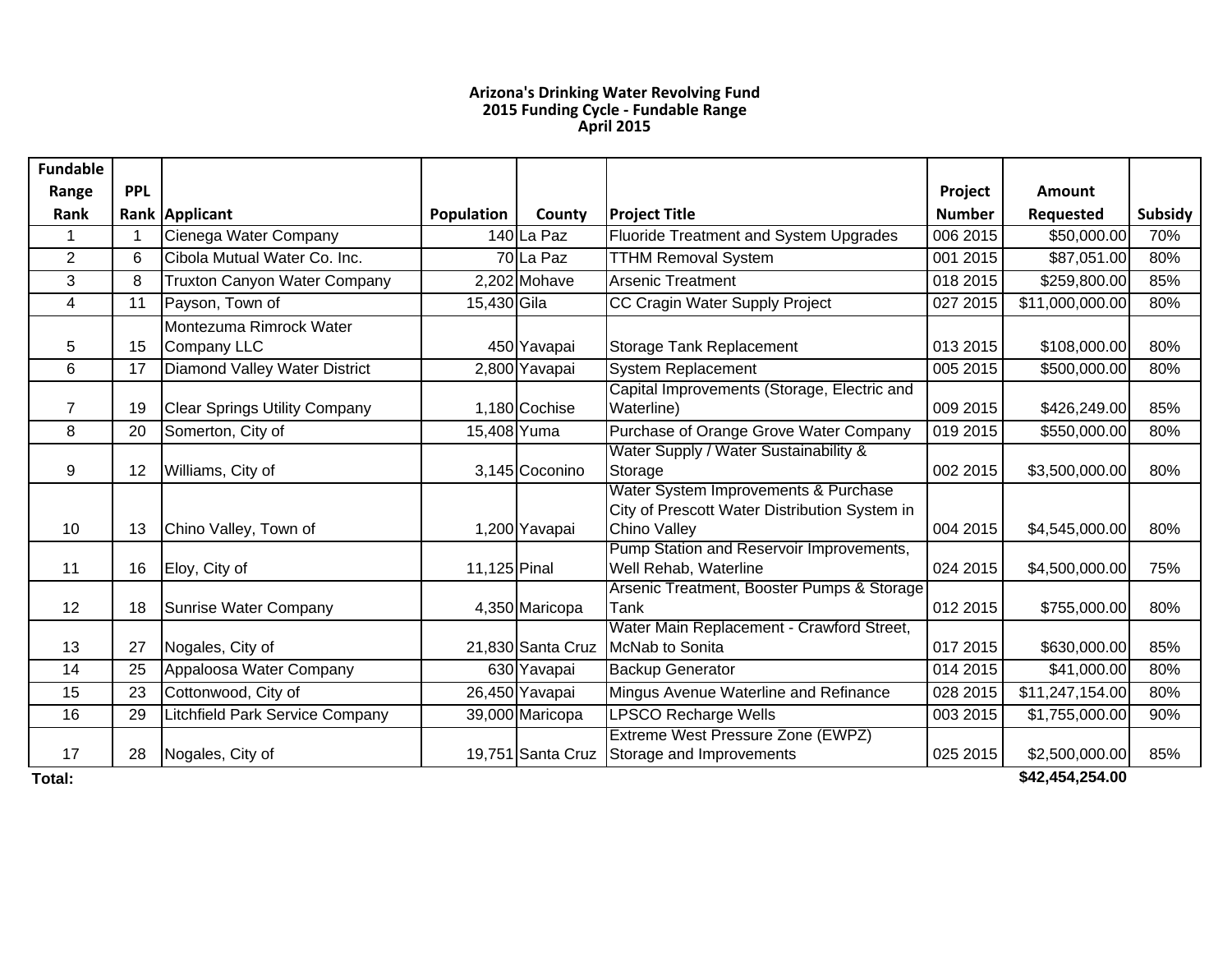**Arizona's Drinking Water Revolving Fund**
**2015 Funding Cycle - Fundable Range**
**April 2015**

| Fundable Range Rank | PPL Rank | Applicant | Population | County | Project Title | Project Number | Amount Requested | Subsidy |
|---|---|---|---|---|---|---|---|---|
| 1 | 1 | Cienega Water Company | 140 | La Paz | Fluoride Treatment and System Upgrades | 006 2015 | $50,000.00 | 70% |
| 2 | 6 | Cibola Mutual Water Co. Inc. | 70 | La Paz | TTHM Removal System | 001 2015 | $87,051.00 | 80% |
| 3 | 8 | Truxton Canyon Water Company | 2,202 | Mohave | Arsenic Treatment | 018 2015 | $259,800.00 | 85% |
| 4 | 11 | Payson, Town of | 15,430 | Gila | CC Cragin Water Supply Project | 027 2015 | $11,000,000.00 | 80% |
| 5 | 15 | Montezuma Rimrock Water Company LLC | 450 | Yavapai | Storage Tank Replacement | 013 2015 | $108,000.00 | 80% |
| 6 | 17 | Diamond Valley Water District | 2,800 | Yavapai | System Replacement | 005 2015 | $500,000.00 | 80% |
| 7 | 19 | Clear Springs Utility Company | 1,180 | Cochise | Capital Improvements (Storage, Electric and Waterline) | 009 2015 | $426,249.00 | 85% |
| 8 | 20 | Somerton, City of | 15,408 | Yuma | Purchase of Orange Grove Water Company | 019 2015 | $550,000.00 | 80% |
| 9 | 12 | Williams, City of | 3,145 | Coconino | Water Supply / Water Sustainability & Storage | 002 2015 | $3,500,000.00 | 80% |
| 10 | 13 | Chino Valley, Town of | 1,200 | Yavapai | Water System Improvements & Purchase City of Prescott Water Distribution System in Chino Valley | 004 2015 | $4,545,000.00 | 80% |
| 11 | 16 | Eloy, City of | 11,125 | Pinal | Pump Station and Reservoir Improvements, Well Rehab, Waterline | 024 2015 | $4,500,000.00 | 75% |
| 12 | 18 | Sunrise Water Company | 4,350 | Maricopa | Arsenic Treatment, Booster Pumps & Storage Tank | 012 2015 | $755,000.00 | 80% |
| 13 | 27 | Nogales, City of | 21,830 | Santa Cruz | Water Main Replacement - Crawford Street, McNab to Sonita | 017 2015 | $630,000.00 | 85% |
| 14 | 25 | Appaloosa Water Company | 630 | Yavapai | Backup Generator | 014 2015 | $41,000.00 | 80% |
| 15 | 23 | Cottonwood, City of | 26,450 | Yavapai | Mingus Avenue Waterline and Refinance | 028 2015 | $11,247,154.00 | 80% |
| 16 | 29 | Litchfield Park Service Company | 39,000 | Maricopa | LPSCO Recharge Wells | 003 2015 | $1,755,000.00 | 90% |
| 17 | 28 | Nogales, City of | 19,751 | Santa Cruz | Extreme West Pressure Zone (EWPZ) Storage and Improvements | 025 2015 | $2,500,000.00 | 85% |
| **Total:** | | | | | | | **$42,454,254.00** | |